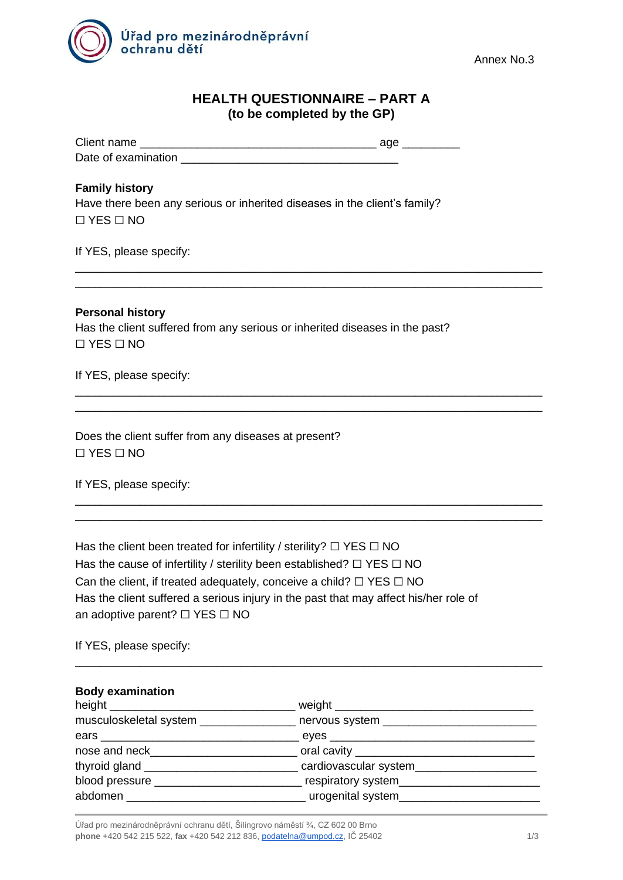Úřad pro mezinárodněprávní ochranu dětí

Annex No.3

## HEALTH QUESTIONNAIRE – PART A
**(to be completed by the GP)**

Client name _____________________________________ age _________
Date of examination __________________________________

**Family history**
Have there been any serious or inherited diseases in the client's family?
☐ YES ☐ NO

If YES, please specify:

_________________________________________________________________________
_________________________________________________________________________

**Personal history**
Has the client suffered from any serious or inherited diseases in the past?
☐ YES ☐ NO

If YES, please specify:

_________________________________________________________________________
_________________________________________________________________________

Does the client suffer from any diseases at present?
☐ YES ☐ NO

If YES, please specify:

_________________________________________________________________________
_________________________________________________________________________

Has the client been treated for infertility / sterility? ☐ YES ☐ NO
Has the cause of infertility / sterility been established? ☐ YES ☐ NO
Can the client, if treated adequately, conceive a child? ☐ YES ☐ NO
Has the client suffered a serious injury in the past that may affect his/her role of an adoptive parent? ☐ YES ☐ NO

If YES, please specify:

_________________________________________________________________________

**Body examination**

height _____________________________ weight _______________________________
musculoskeletal system _______________ nervous system ________________________
ears _______________________________ eyes _________________________________
nose and neck_______________________ oral cavity ____________________________
thyroid gland _______________________ cardiovascular system___________________
blood pressure ______________________ respiratory system______________________
abdomen ___________________________ urogenital system______________________

Úřad pro mezinárodněprávní ochranu dětí, Šilingrovo náměstí ¾, CZ 602 00 Brno
**phone** +420 542 215 522, **fax** +420 542 212 836, podatelna@umpod.cz, IČ 25402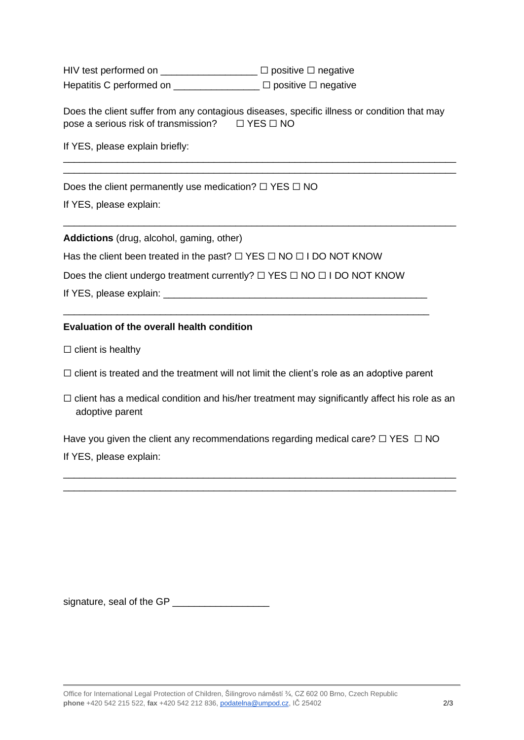HIV test performed on __________________ ☐ positive ☐ negative
Hepatitis C performed on ________________ ☐ positive ☐ negative

Does the client suffer from any contagious diseases, specific illness or condition that may pose a serious risk of transmission? ☐ YES ☐ NO

If YES, please explain briefly:

______________________________________________________________________________
______________________________________________________________________________

Does the client permanently use medication? ☐ YES ☐ NO

If YES, please explain:

______________________________________________________________________________

**Addictions** (drug, alcohol, gaming, other)

Has the client been treated in the past? ☐ YES ☐ NO ☐ I DO NOT KNOW

Does the client undergo treatment currently? ☐ YES ☐ NO ☐ I DO NOT KNOW

If YES, please explain: ___________________________________________________

_______________________________________________________________________

**Evaluation of the overall health condition**

☐ client is healthy

☐ client is treated and the treatment will not limit the client's role as an adoptive parent

☐ client has a medical condition and his/her treatment may significantly affect his role as an adoptive parent

Have you given the client any recommendations regarding medical care? ☐ YES ☐ NO

If YES, please explain:

______________________________________________________________________________
______________________________________________________________________________

signature, seal of the GP __________________

Office for International Legal Protection of Children, Šilingrovo náměstí ¾, CZ 602 00 Brno, Czech Republic
**phone** +420 542 215 522, **fax** +420 542 212 836, podatelna@umpod.cz, IČ 25402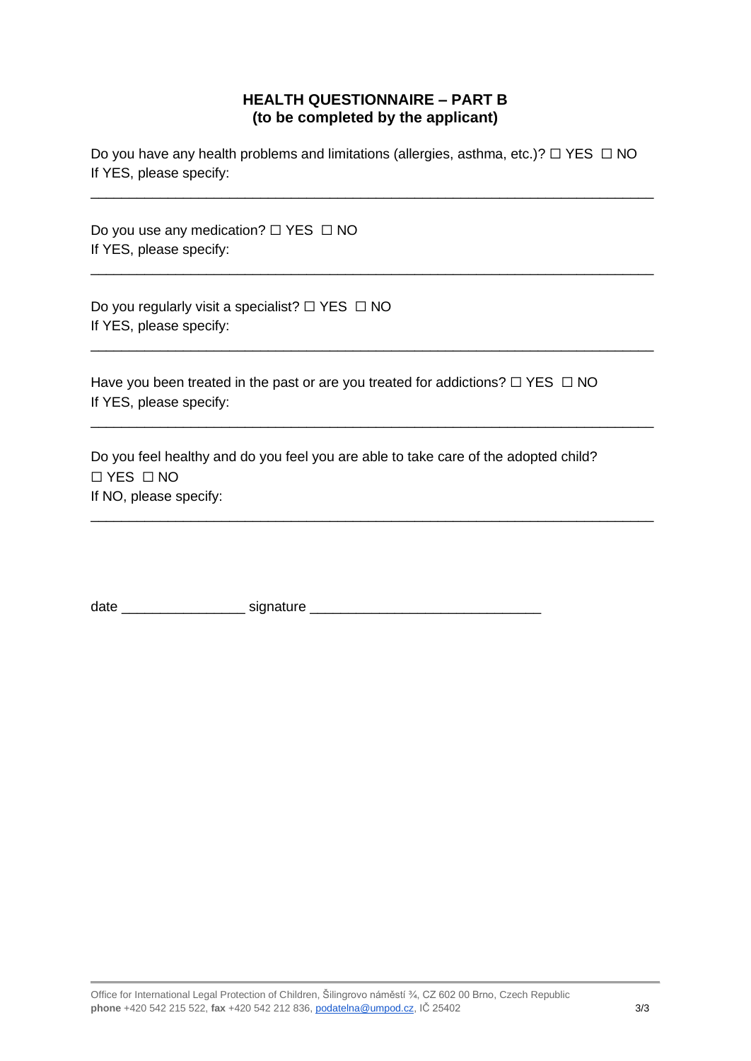**HEALTH QUESTIONNAIRE – PART B**
**(to be completed by the applicant)**

Do you have any health problems and limitations (allergies, asthma, etc.)? ☐ YES ☐ NO
If YES, please specify:

___________________________________________________________________________

Do you use any medication? ☐ YES ☐ NO
If YES, please specify:

___________________________________________________________________________

Do you regularly visit a specialist? ☐ YES ☐ NO
If YES, please specify:

___________________________________________________________________________

Have you been treated in the past or are you treated for addictions? ☐ YES ☐ NO
If YES, please specify:

___________________________________________________________________________

Do you feel healthy and do you feel you are able to take care of the adopted child?
☐ YES ☐ NO
If NO, please specify:

___________________________________________________________________________

date ________________ signature ______________________________

Office for International Legal Protection of Children, Šilingrovo náměstí ¾, CZ 602 00 Brno, Czech Republic
**phone** +420 542 215 522, **fax** +420 542 212 836, podatelna@umpod.cz, IČ 25402